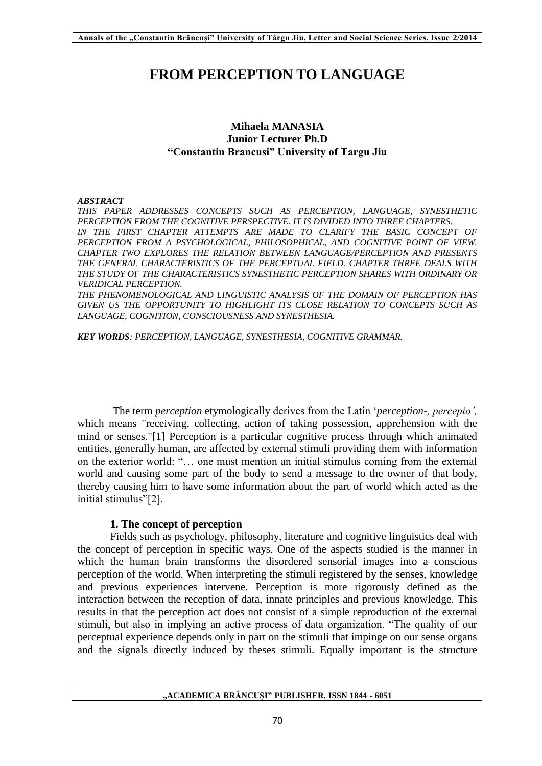# FROM PERCEPTION TO LANGUAGE

**Mihaela MANASIA**
**Junior Lecturer Ph.D**
**"Constantin Brancusi" University of Targu Jiu**

***ABSTRACT***

*THIS PAPER ADDRESSES CONCEPTS SUCH AS PERCEPTION, LANGUAGE, SYNESTHETIC PERCEPTION FROM THE COGNITIVE PERSPECTIVE. IT IS DIVIDED INTO THREE CHAPTERS.*

*IN THE FIRST CHAPTER ATTEMPTS ARE MADE TO CLARIFY THE BASIC CONCEPT OF PERCEPTION FROM A PSYCHOLOGICAL, PHILOSOPHICAL, AND COGNITIVE POINT OF VIEW. CHAPTER TWO EXPLORES THE RELATION BETWEEN LANGUAGE/PERCEPTION AND PRESENTS THE GENERAL CHARACTERISTICS OF THE PERCEPTUAL FIELD. CHAPTER THREE DEALS WITH THE STUDY OF THE CHARACTERISTICS SYNESTHETIC PERCEPTION SHARES WITH ORDINARY OR VERIDICAL PERCEPTION.*

*THE PHENOMENOLOGICAL AND LINGUISTIC ANALYSIS OF THE DOMAIN OF PERCEPTION HAS GIVEN US THE OPPORTUNITY TO HIGHLIGHT ITS CLOSE RELATION TO CONCEPTS SUCH AS LANGUAGE, COGNITION, CONSCIOUSNESS AND SYNESTHESIA.*

***KEY WORDS**: PERCEPTION, LANGUAGE, SYNESTHESIA, COGNITIVE GRAMMAR.*

The term *perception* etymologically derives from the Latin '*perception-, percepio',* which means "receiving, collecting, action of taking possession, apprehension with the mind or senses."[1] Perception is a particular cognitive process through which animated entities, generally human, are affected by external stimuli providing them with information on the exterior world: "… one must mention an initial stimulus coming from the external world and causing some part of the body to send a message to the owner of that body, thereby causing him to have some information about the part of world which acted as the initial stimulus"[2].

## 1. The concept of perception

Fields such as psychology, philosophy, literature and cognitive linguistics deal with the concept of perception in specific ways. One of the aspects studied is the manner in which the human brain transforms the disordered sensorial images into a conscious perception of the world. When interpreting the stimuli registered by the senses, knowledge and previous experiences intervene. Perception is more rigorously defined as the interaction between the reception of data, innate principles and previous knowledge. This results in that the perception act does not consist of a simple reproduction of the external stimuli, but also in implying an active process of data organization. "The quality of our perceptual experience depends only in part on the stimuli that impinge on our sense organs and the signals directly induced by theses stimuli. Equally important is the structure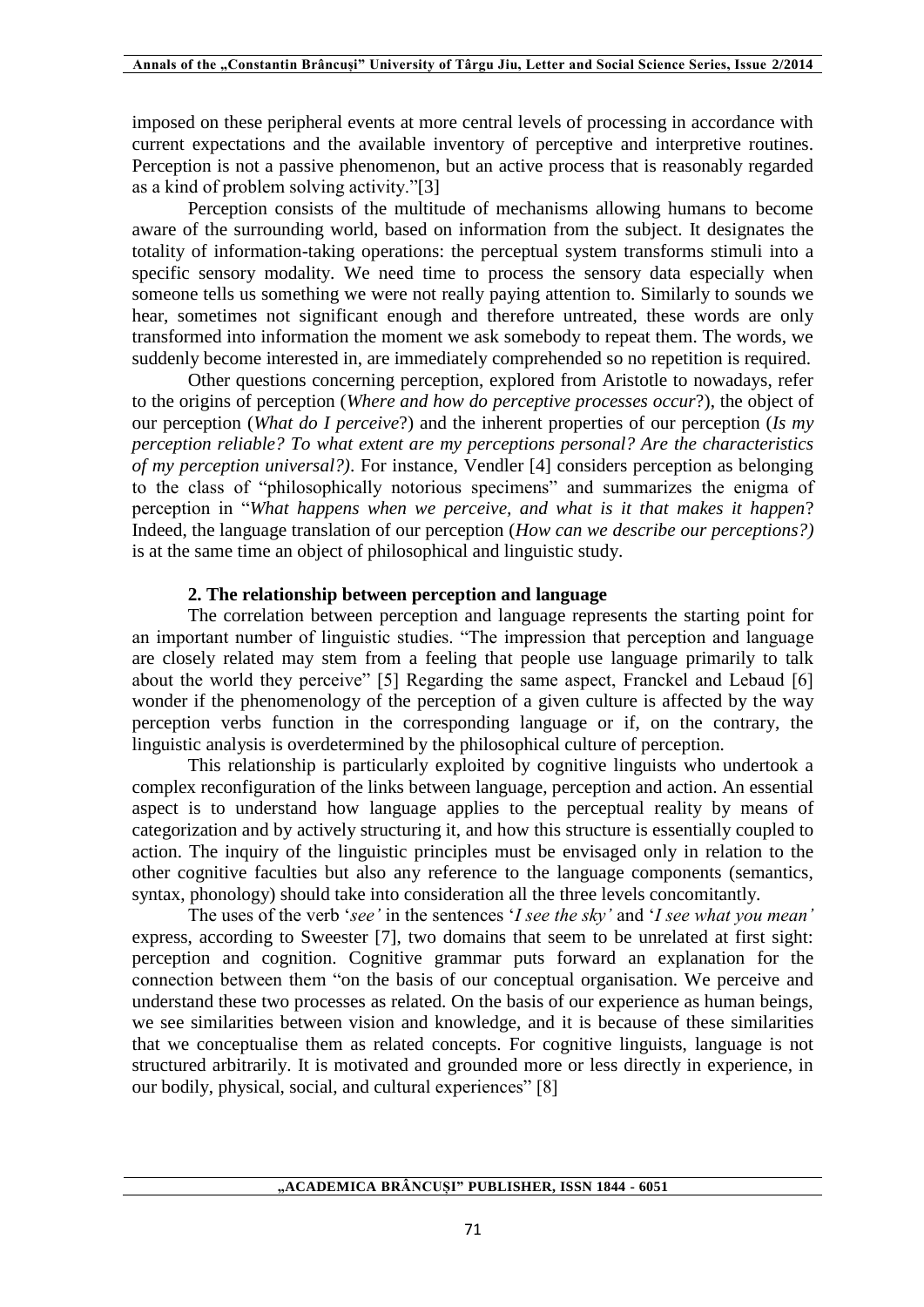imposed on these peripheral events at more central levels of processing in accordance with current expectations and the available inventory of perceptive and interpretive routines. Perception is not a passive phenomenon, but an active process that is reasonably regarded as a kind of problem solving activity."[3]

Perception consists of the multitude of mechanisms allowing humans to become aware of the surrounding world, based on information from the subject. It designates the totality of information-taking operations: the perceptual system transforms stimuli into a specific sensory modality. We need time to process the sensory data especially when someone tells us something we were not really paying attention to. Similarly to sounds we hear, sometimes not significant enough and therefore untreated, these words are only transformed into information the moment we ask somebody to repeat them. The words, we suddenly become interested in, are immediately comprehended so no repetition is required.

Other questions concerning perception, explored from Aristotle to nowadays, refer to the origins of perception (*Where and how do perceptive processes occur*?), the object of our perception (*What do I perceive*?) and the inherent properties of our perception (*Is my perception reliable? To what extent are my perceptions personal? Are the characteristics of my perception universal?)*. For instance, Vendler [4] considers perception as belonging to the class of "philosophically notorious specimens" and summarizes the enigma of perception in "*What happens when we perceive, and what is it that makes it happen*? Indeed, the language translation of our perception (*How can we describe our perceptions?)* is at the same time an object of philosophical and linguistic study.

## 2. The relationship between perception and language

The correlation between perception and language represents the starting point for an important number of linguistic studies. "The impression that perception and language are closely related may stem from a feeling that people use language primarily to talk about the world they perceive" [5] Regarding the same aspect, Franckel and Lebaud [6] wonder if the phenomenology of the perception of a given culture is affected by the way perception verbs function in the corresponding language or if, on the contrary, the linguistic analysis is overdetermined by the philosophical culture of perception.

This relationship is particularly exploited by cognitive linguists who undertook a complex reconfiguration of the links between language, perception and action. An essential aspect is to understand how language applies to the perceptual reality by means of categorization and by actively structuring it, and how this structure is essentially coupled to action. The inquiry of the linguistic principles must be envisaged only in relation to the other cognitive faculties but also any reference to the language components (semantics, syntax, phonology) should take into consideration all the three levels concomitantly.

The uses of the verb '*see'* in the sentences '*I see the sky'* and '*I see what you mean'* express, according to Sweester [7], two domains that seem to be unrelated at first sight: perception and cognition. Cognitive grammar puts forward an explanation for the connection between them "on the basis of our conceptual organisation. We perceive and understand these two processes as related. On the basis of our experience as human beings, we see similarities between vision and knowledge, and it is because of these similarities that we conceptualise them as related concepts. For cognitive linguists, language is not structured arbitrarily. It is motivated and grounded more or less directly in experience, in our bodily, physical, social, and cultural experiences" [8]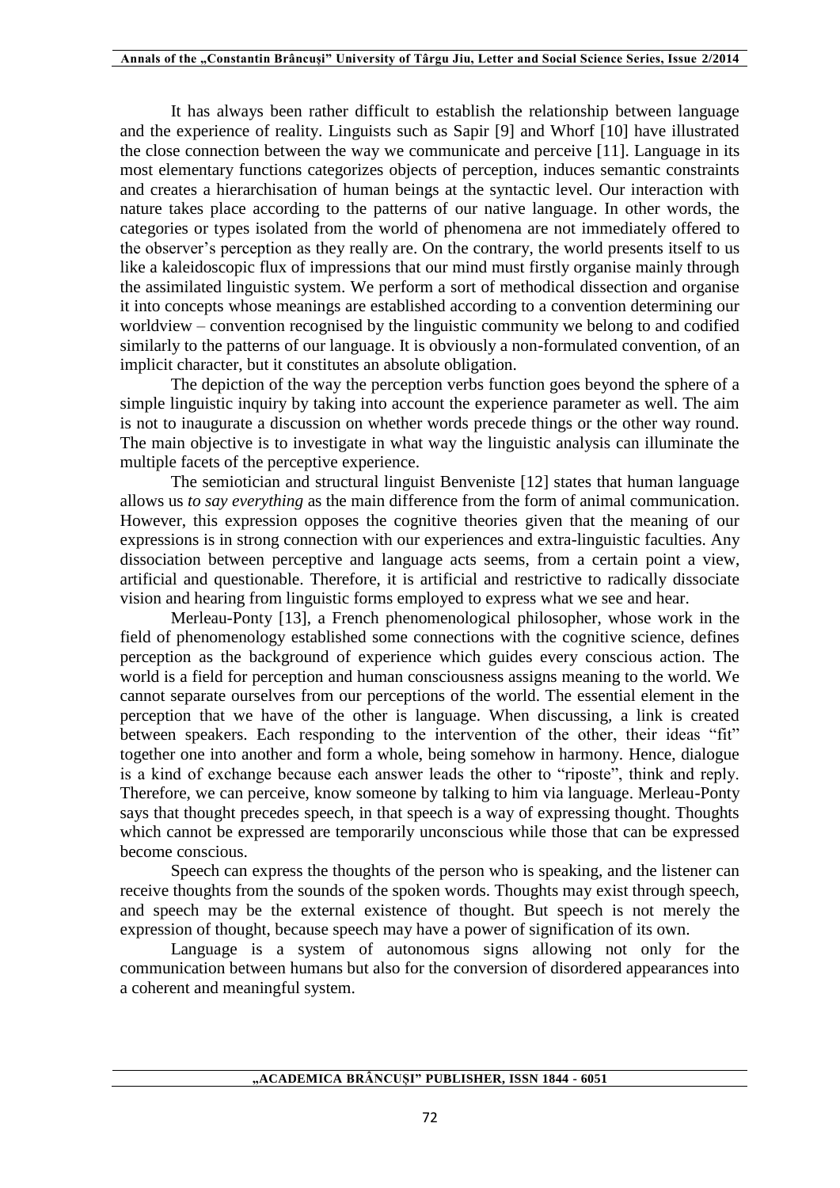It has always been rather difficult to establish the relationship between language and the experience of reality. Linguists such as Sapir [9] and Whorf [10] have illustrated the close connection between the way we communicate and perceive [11]. Language in its most elementary functions categorizes objects of perception, induces semantic constraints and creates a hierarchisation of human beings at the syntactic level. Our interaction with nature takes place according to the patterns of our native language. In other words, the categories or types isolated from the world of phenomena are not immediately offered to the observer's perception as they really are. On the contrary, the world presents itself to us like a kaleidoscopic flux of impressions that our mind must firstly organise mainly through the assimilated linguistic system. We perform a sort of methodical dissection and organise it into concepts whose meanings are established according to a convention determining our worldview – convention recognised by the linguistic community we belong to and codified similarly to the patterns of our language. It is obviously a non-formulated convention, of an implicit character, but it constitutes an absolute obligation.

The depiction of the way the perception verbs function goes beyond the sphere of a simple linguistic inquiry by taking into account the experience parameter as well. The aim is not to inaugurate a discussion on whether words precede things or the other way round. The main objective is to investigate in what way the linguistic analysis can illuminate the multiple facets of the perceptive experience.

The semiotician and structural linguist Benveniste [12] states that human language allows us *to say everything* as the main difference from the form of animal communication. However, this expression opposes the cognitive theories given that the meaning of our expressions is in strong connection with our experiences and extra-linguistic faculties. Any dissociation between perceptive and language acts seems, from a certain point a view, artificial and questionable. Therefore, it is artificial and restrictive to radically dissociate vision and hearing from linguistic forms employed to express what we see and hear.

Merleau-Ponty [13], a French phenomenological philosopher, whose work in the field of phenomenology established some connections with the cognitive science, defines perception as the background of experience which guides every conscious action. The world is a field for perception and human consciousness assigns meaning to the world. We cannot separate ourselves from our perceptions of the world. The essential element in the perception that we have of the other is language. When discussing, a link is created between speakers. Each responding to the intervention of the other, their ideas "fit" together one into another and form a whole, being somehow in harmony. Hence, dialogue is a kind of exchange because each answer leads the other to "riposte", think and reply. Therefore, we can perceive, know someone by talking to him via language. Merleau-Ponty says that thought precedes speech, in that speech is a way of expressing thought. Thoughts which cannot be expressed are temporarily unconscious while those that can be expressed become conscious.

Speech can express the thoughts of the person who is speaking, and the listener can receive thoughts from the sounds of the spoken words. Thoughts may exist through speech, and speech may be the external existence of thought. But speech is not merely the expression of thought, because speech may have a power of signification of its own.

Language is a system of autonomous signs allowing not only for the communication between humans but also for the conversion of disordered appearances into a coherent and meaningful system.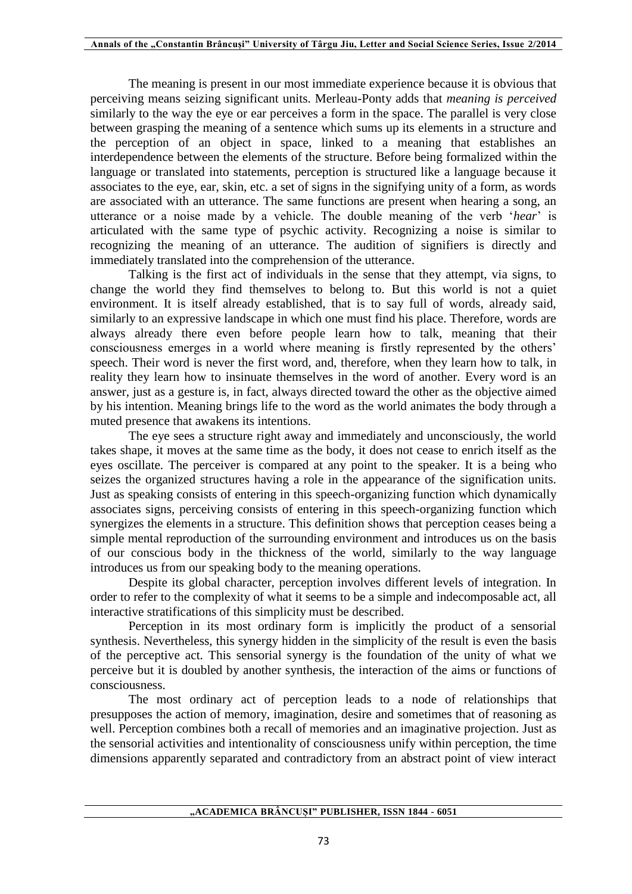The meaning is present in our most immediate experience because it is obvious that perceiving means seizing significant units. Merleau-Ponty adds that *meaning is perceived* similarly to the way the eye or ear perceives a form in the space. The parallel is very close between grasping the meaning of a sentence which sums up its elements in a structure and the perception of an object in space, linked to a meaning that establishes an interdependence between the elements of the structure. Before being formalized within the language or translated into statements, perception is structured like a language because it associates to the eye, ear, skin, etc. a set of signs in the signifying unity of a form, as words are associated with an utterance. The same functions are present when hearing a song, an utterance or a noise made by a vehicle. The double meaning of the verb '*hear*' is articulated with the same type of psychic activity. Recognizing a noise is similar to recognizing the meaning of an utterance. The audition of signifiers is directly and immediately translated into the comprehension of the utterance.

Talking is the first act of individuals in the sense that they attempt, via signs, to change the world they find themselves to belong to. But this world is not a quiet environment. It is itself already established, that is to say full of words, already said, similarly to an expressive landscape in which one must find his place. Therefore, words are always already there even before people learn how to talk, meaning that their consciousness emerges in a world where meaning is firstly represented by the others' speech. Their word is never the first word, and, therefore, when they learn how to talk, in reality they learn how to insinuate themselves in the word of another. Every word is an answer, just as a gesture is, in fact, always directed toward the other as the objective aimed by his intention. Meaning brings life to the word as the world animates the body through a muted presence that awakens its intentions.

The eye sees a structure right away and immediately and unconsciously, the world takes shape, it moves at the same time as the body, it does not cease to enrich itself as the eyes oscillate. The perceiver is compared at any point to the speaker. It is a being who seizes the organized structures having a role in the appearance of the signification units. Just as speaking consists of entering in this speech-organizing function which dynamically associates signs, perceiving consists of entering in this speech-organizing function which synergizes the elements in a structure. This definition shows that perception ceases being a simple mental reproduction of the surrounding environment and introduces us on the basis of our conscious body in the thickness of the world, similarly to the way language introduces us from our speaking body to the meaning operations.

Despite its global character, perception involves different levels of integration. In order to refer to the complexity of what it seems to be a simple and indecomposable act, all interactive stratifications of this simplicity must be described.

Perception in its most ordinary form is implicitly the product of a sensorial synthesis. Nevertheless, this synergy hidden in the simplicity of the result is even the basis of the perceptive act. This sensorial synergy is the foundation of the unity of what we perceive but it is doubled by another synthesis, the interaction of the aims or functions of consciousness.

The most ordinary act of perception leads to a node of relationships that presupposes the action of memory, imagination, desire and sometimes that of reasoning as well. Perception combines both a recall of memories and an imaginative projection. Just as the sensorial activities and intentionality of consciousness unify within perception, the time dimensions apparently separated and contradictory from an abstract point of view interact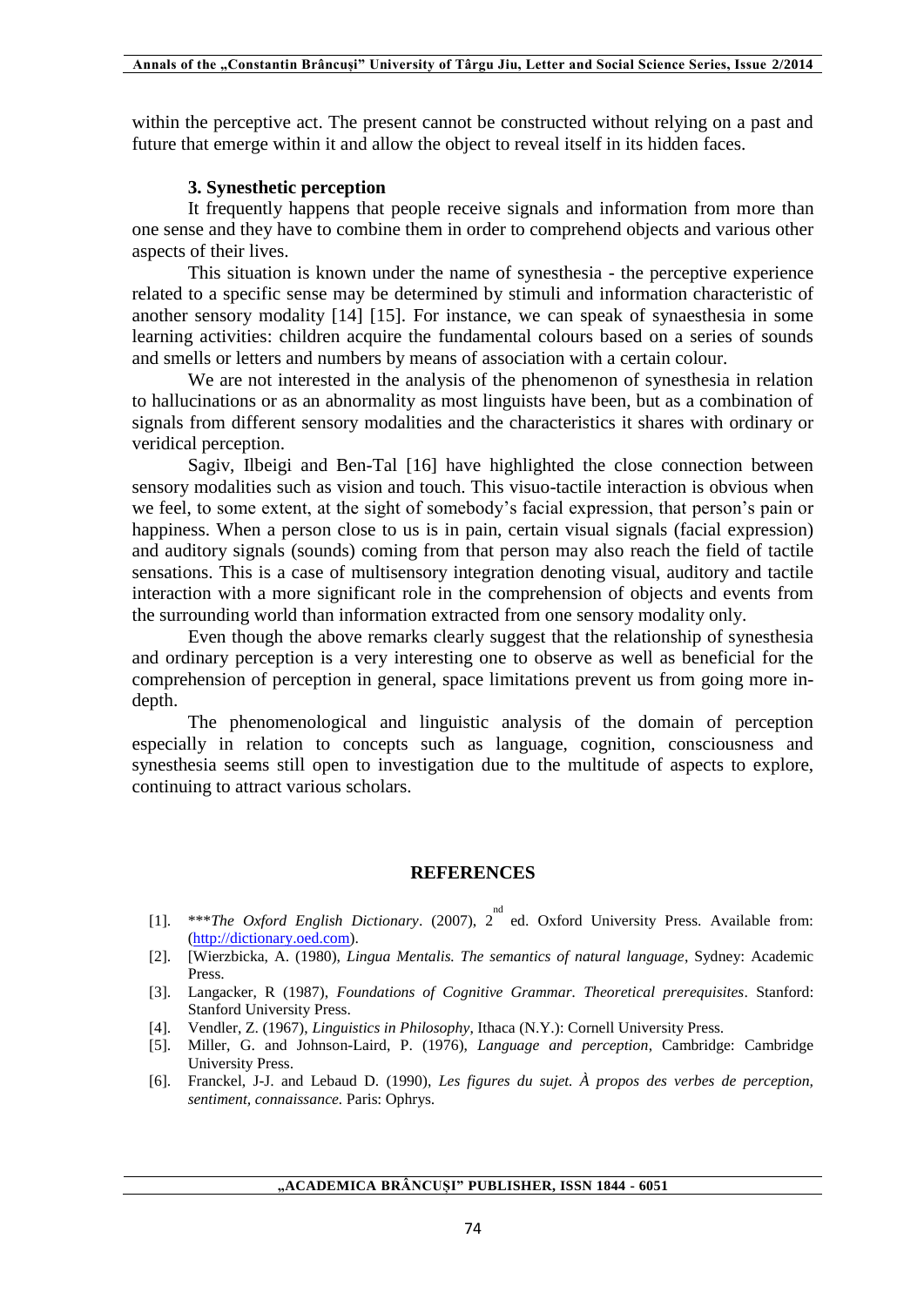within the perceptive act. The present cannot be constructed without relying on a past and future that emerge within it and allow the object to reveal itself in its hidden faces.

### 3. Synesthetic perception

It frequently happens that people receive signals and information from more than one sense and they have to combine them in order to comprehend objects and various other aspects of their lives.

This situation is known under the name of synesthesia - the perceptive experience related to a specific sense may be determined by stimuli and information characteristic of another sensory modality [14] [15]. For instance, we can speak of synaesthesia in some learning activities: children acquire the fundamental colours based on a series of sounds and smells or letters and numbers by means of association with a certain colour.

We are not interested in the analysis of the phenomenon of synesthesia in relation to hallucinations or as an abnormality as most linguists have been, but as a combination of signals from different sensory modalities and the characteristics it shares with ordinary or veridical perception.

Sagiv, Ilbeigi and Ben-Tal [16] have highlighted the close connection between sensory modalities such as vision and touch. This visuo-tactile interaction is obvious when we feel, to some extent, at the sight of somebody's facial expression, that person's pain or happiness. When a person close to us is in pain, certain visual signals (facial expression) and auditory signals (sounds) coming from that person may also reach the field of tactile sensations. This is a case of multisensory integration denoting visual, auditory and tactile interaction with a more significant role in the comprehension of objects and events from the surrounding world than information extracted from one sensory modality only.

Even though the above remarks clearly suggest that the relationship of synesthesia and ordinary perception is a very interesting one to observe as well as beneficial for the comprehension of perception in general, space limitations prevent us from going more in-depth.

The phenomenological and linguistic analysis of the domain of perception especially in relation to concepts such as language, cognition, consciousness and synesthesia seems still open to investigation due to the multitude of aspects to explore, continuing to attract various scholars.

## REFERENCES

[1]. ****The Oxford English Dictionary*. (2007), 2nd ed. Oxford University Press. Available from: (http://dictionary.oed.com).

[2]. [Wierzbicka, A. (1980), *Lingua Mentalis. The semantics of natural language*, Sydney: Academic Press.

[3]. Langacker, R (1987), *Foundations of Cognitive Grammar. Theoretical prerequisites*. Stanford: Stanford University Press.

[4]. Vendler, Z. (1967), *Linguistics in Philosophy*, Ithaca (N.Y.): Cornell University Press.

[5]. Miller, G. and Johnson-Laird, P. (1976), *Language and perception*, Cambridge: Cambridge University Press.

[6]. Franckel, J-J. and Lebaud D. (1990), *Les figures du sujet. À propos des verbes de perception, sentiment, connaissance.* Paris: Ophrys.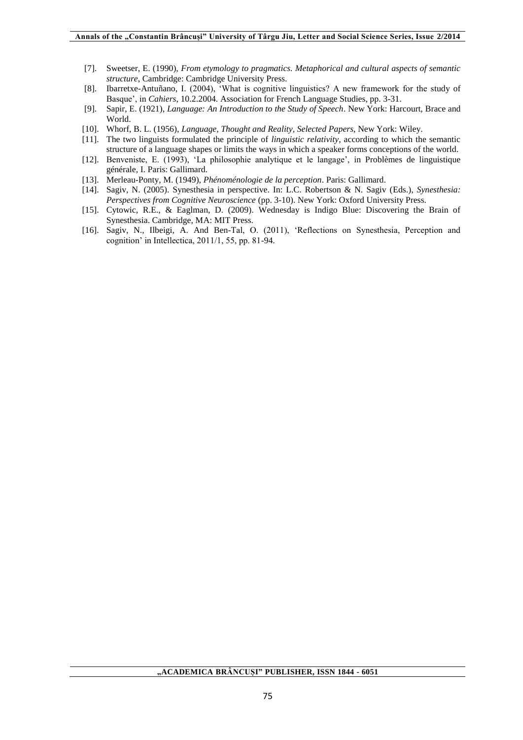[7]. Sweetser, E. (1990), *From etymology to pragmatics. Metaphorical and cultural aspects of semantic structure*, Cambridge: Cambridge University Press.

[8]. Ibarretxe-Antuñano, I. (2004), 'What is cognitive linguistics? A new framework for the study of Basque', in *Cahiers*, 10.2.2004. Association for French Language Studies, pp. 3-31.

[9]. Sapir, E. (1921), *Language: An Introduction to the Study of Speech*. New York: Harcourt, Brace and World.

[10]. Whorf, B. L. (1956), *Language, Thought and Reality, Selected Papers*, New York: Wiley.

[11]. The two linguists formulated the principle of *linguistic relativity*, according to which the semantic structure of a language shapes or limits the ways in which a speaker forms conceptions of the world.

[12]. Benveniste, E. (1993), 'La philosophie analytique et le langage', in Problèmes de linguistique générale, I. Paris: Gallimard.

[13]. Merleau-Ponty, M. (1949), *Phénoménologie de la perception*. Paris: Gallimard.

[14]. Sagiv, N. (2005). Synesthesia in perspective. In: L.C. Robertson & N. Sagiv (Eds.), *Synesthesia: Perspectives from Cognitive Neuroscience* (pp. 3-10). New York: Oxford University Press.

[15]. Cytowic, R.E., & Eaglman, D. (2009). Wednesday is Indigo Blue: Discovering the Brain of Synesthesia. Cambridge, MA: MIT Press.

[16]. Sagiv, N., Ilbeigi, A. And Ben-Tal, O. (2011), 'Reflections on Synesthesia, Perception and cognition' in Intellectica, 2011/1, 55, pp. 81-94.